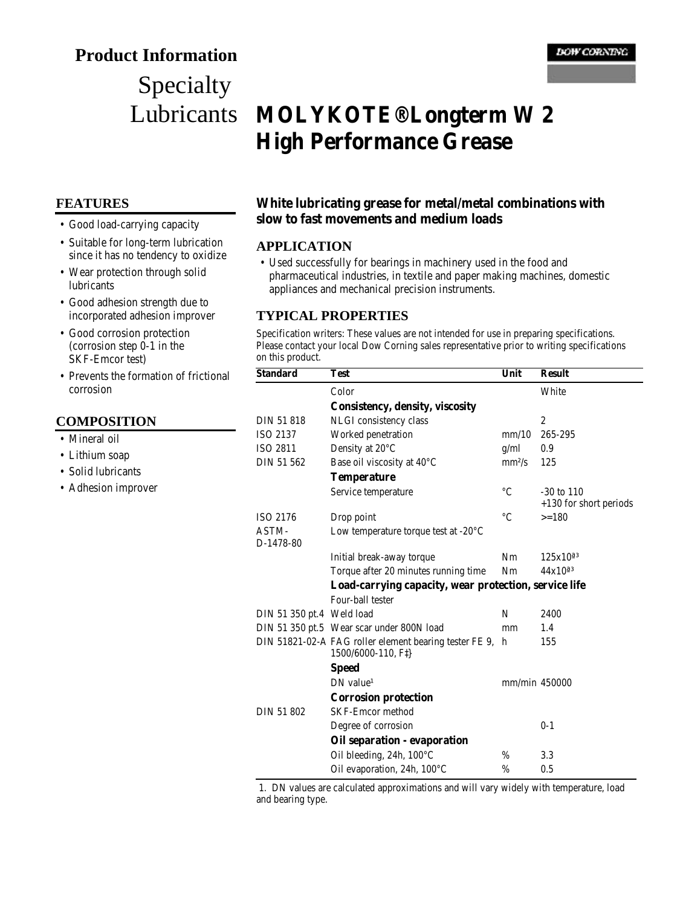# Product Information

## Specialty Lubricants

DOW CORNING

# MOLYKOTE® Longterm W 2 High Performance Grease

## FEATURES

- Good load-carrying capacity
- Suitable for long-term lubrication since it has no tendency to oxidize
- Wear protection through solid lubricants
- Good adhesion strength due to incorporated adhesion improver
- Good corrosion protection (corrosion step 0-1 in the SKF-Emcor test)
- Prevents the formation of frictional corrosion

## COMPOSITION

- Mineral oil
- Lithium soap
- Solid lubricants
- Adhesion improver

**White lubricating grease for metal/metal combinations with slow to fast movements and medium loads**

## APPLICATION

- Used successfully for bearings in machinery used in the food and pharmaceutical industries, in textile and paper making machines, domestic appliances and mechanical precision instruments.

## TYPICAL PROPERTIES

Specification writers: These values are not intended for use in preparing specifications. Please contact your local Dow Corning sales representative prior to writing specifications on this product.

| Standard | Test | Unit | Result |
|---|---|---|---|
| | Color | | White |
| | **Consistency, density, viscosity** | | |
| DIN 51 818 | NLGI consistency class | | 2 |
| ISO 2137 | Worked penetration | mm/10 | 265-295 |
| ISO 2811 | Density at 20°C | g/ml | 0.9 |
| DIN 51 562 | Base oil viscosity at 40°C | $mm^2/s$ | 125 |
| | **Temperature** | | |
| | Service temperature | °C | -30 to 110 +130 for short periods |
| ISO 2176 | Drop point | °C | >=180 |
| ASTM-D-1478-80 | Low temperature torque test at -20°C | | |
| | Initial break-away torque | Nm | 125x10ª³ |
| | Torque after 20 minutes running time | Nm | 44x10ª³ |
| | **Load-carrying capacity, wear protection, service life** | | |
| | Four-ball tester | | |
| DIN 51 350 pt.4 | Weld load | N | 2400 |
| DIN 51 350 pt.5 | Wear scar under 800N load | mm | 1.4 |
| DIN 51821-02-A | FAG roller element bearing tester FE 9, 1500/6000-110, F‡} | h | 155 |
| | **Speed** | | |
| | DN value[1] | mm/min | 450000 |
| | **Corrosion protection** | | |
| DIN 51 802 | SKF-Emcor method | | |
| | Degree of corrosion | | 0-1 |
| | **Oil separation - evaporation** | | |
| | Oil bleeding, 24h, 100°C | % | 3.3 |
| | Oil evaporation, 24h, 100°C | % | 0.5 |

1. DN values are calculated approximations and will vary widely with temperature, load and bearing type.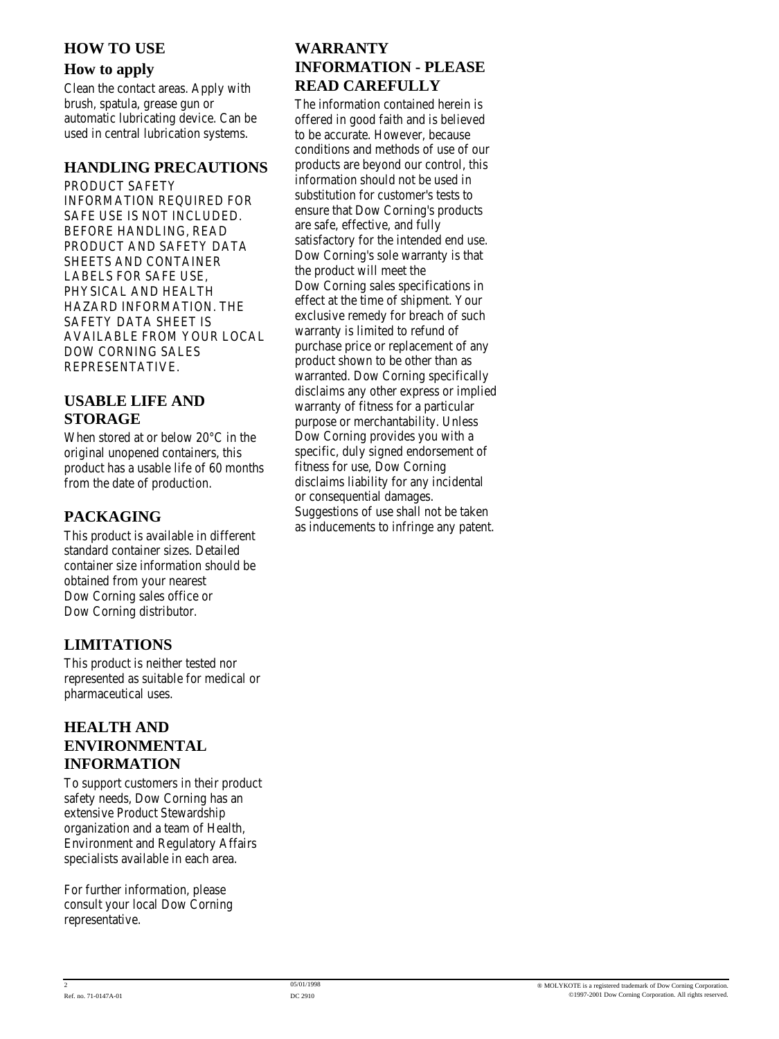# HOW TO USE

## How to apply

Clean the contact areas. Apply with brush, spatula, grease gun or automatic lubricating device. Can be used in central lubrication systems.

# HANDLING PRECAUTIONS

PRODUCT SAFETY INFORMATION REQUIRED FOR SAFE USE IS NOT INCLUDED. BEFORE HANDLING, READ PRODUCT AND SAFETY DATA SHEETS AND CONTAINER LABELS FOR SAFE USE, PHYSICAL AND HEALTH HAZARD INFORMATION. THE SAFETY DATA SHEET IS AVAILABLE FROM YOUR LOCAL DOW CORNING SALES REPRESENTATIVE.

# USABLE LIFE AND STORAGE

When stored at or below 20°C in the original unopened containers, this product has a usable life of 60 months from the date of production.

# PACKAGING

This product is available in different standard container sizes. Detailed container size information should be obtained from your nearest Dow Corning sales office or Dow Corning distributor.

# LIMITATIONS

This product is neither tested nor represented as suitable for medical or pharmaceutical uses.

# HEALTH AND ENVIRONMENTAL INFORMATION

To support customers in their product safety needs, Dow Corning has an extensive Product Stewardship organization and a team of Health, Environment and Regulatory Affairs specialists available in each area.

For further information, please consult your local Dow Corning representative.

# WARRANTY INFORMATION - PLEASE READ CAREFULLY

The information contained herein is offered in good faith and is believed to be accurate. However, because conditions and methods of use of our products are beyond our control, this information should not be used in substitution for customer's tests to ensure that Dow Corning's products are safe, effective, and fully satisfactory for the intended end use. Dow Corning's sole warranty is that the product will meet the Dow Corning sales specifications in effect at the time of shipment. Your exclusive remedy for breach of such warranty is limited to refund of purchase price or replacement of any product shown to be other than as warranted. Dow Corning specifically disclaims any other express or implied warranty of fitness for a particular purpose or merchantability. Unless Dow Corning provides you with a specific, duly signed endorsement of fitness for use, Dow Corning disclaims liability for any incidental or consequential damages. Suggestions of use shall not be taken as inducements to infringe any patent.

Ref. no. 71-0147A-01 05/01/1998 DC 2910

® MOLYKOTE is a registered trademark of Dow Corning Corporation.
©1997-2001 Dow Corning Corporation. All rights reserved.